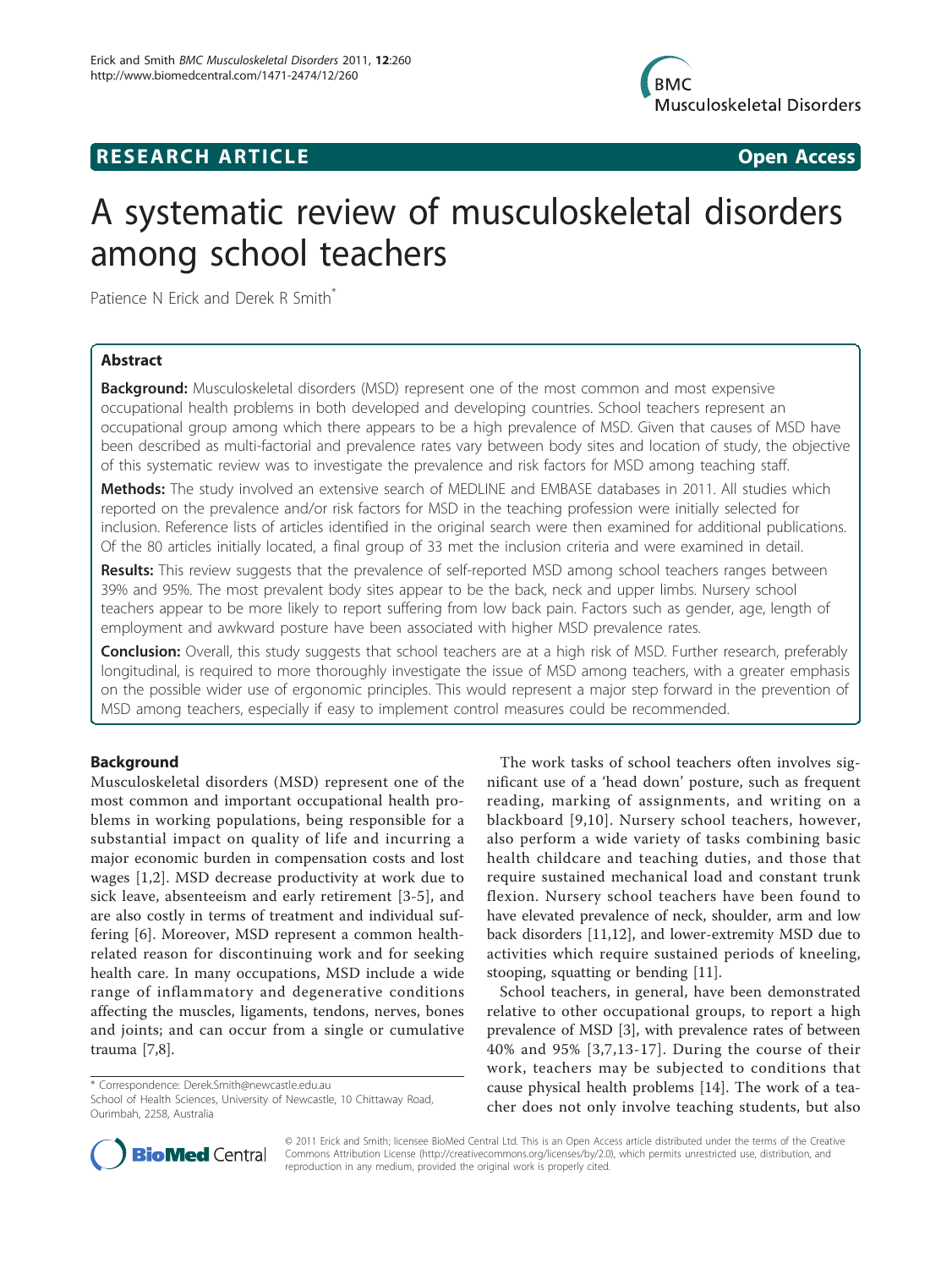RESEARCH ARTICLE Open Access

# A systematic review of musculoskeletal disorders among school teachers

Patience N Erick and Derek R Smith*

## Abstract

**Background:** Musculoskeletal disorders (MSD) represent one of the most common and most expensive occupational health problems in both developed and developing countries. School teachers represent an occupational group among which there appears to be a high prevalence of MSD. Given that causes of MSD have been described as multi-factorial and prevalence rates vary between body sites and location of study, the objective of this systematic review was to investigate the prevalence and risk factors for MSD among teaching staff.

**Methods:** The study involved an extensive search of MEDLINE and EMBASE databases in 2011. All studies which reported on the prevalence and/or risk factors for MSD in the teaching profession were initially selected for inclusion. Reference lists of articles identified in the original search were then examined for additional publications. Of the 80 articles initially located, a final group of 33 met the inclusion criteria and were examined in detail.

**Results:** This review suggests that the prevalence of self-reported MSD among school teachers ranges between 39% and 95%. The most prevalent body sites appear to be the back, neck and upper limbs. Nursery school teachers appear to be more likely to report suffering from low back pain. Factors such as gender, age, length of employment and awkward posture have been associated with higher MSD prevalence rates.

**Conclusion:** Overall, this study suggests that school teachers are at a high risk of MSD. Further research, preferably longitudinal, is required to more thoroughly investigate the issue of MSD among teachers, with a greater emphasis on the possible wider use of ergonomic principles. This would represent a major step forward in the prevention of MSD among teachers, especially if easy to implement control measures could be recommended.

## Background

Musculoskeletal disorders (MSD) represent one of the most common and important occupational health problems in working populations, being responsible for a substantial impact on quality of life and incurring a major economic burden in compensation costs and lost wages [1,2]. MSD decrease productivity at work due to sick leave, absenteeism and early retirement [3-5], and are also costly in terms of treatment and individual suffering [6]. Moreover, MSD represent a common health-related reason for discontinuing work and for seeking health care. In many occupations, MSD include a wide range of inflammatory and degenerative conditions affecting the muscles, ligaments, tendons, nerves, bones and joints; and can occur from a single or cumulative trauma [7,8].

The work tasks of school teachers often involves significant use of a 'head down' posture, such as frequent reading, marking of assignments, and writing on a blackboard [9,10]. Nursery school teachers, however, also perform a wide variety of tasks combining basic health childcare and teaching duties, and those that require sustained mechanical load and constant trunk flexion. Nursery school teachers have been found to have elevated prevalence of neck, shoulder, arm and low back disorders [11,12], and lower-extremity MSD due to activities which require sustained periods of kneeling, stooping, squatting or bending [11].

School teachers, in general, have been demonstrated relative to other occupational groups, to report a high prevalence of MSD [3], with prevalence rates of between 40% and 95% [3,7,13-17]. During the course of their work, teachers may be subjected to conditions that cause physical health problems [14]. The work of a teacher does not only involve teaching students, but also

* Correspondence: Derek.Smith@newcastle.edu.au
School of Health Sciences, University of Newcastle, 10 Chittaway Road, Ourimbah, 2258, Australia

© 2011 Erick and Smith; licensee BioMed Central Ltd. This is an Open Access article distributed under the terms of the Creative Commons Attribution License (http://creativecommons.org/licenses/by/2.0), which permits unrestricted use, distribution, and reproduction in any medium, provided the original work is properly cited.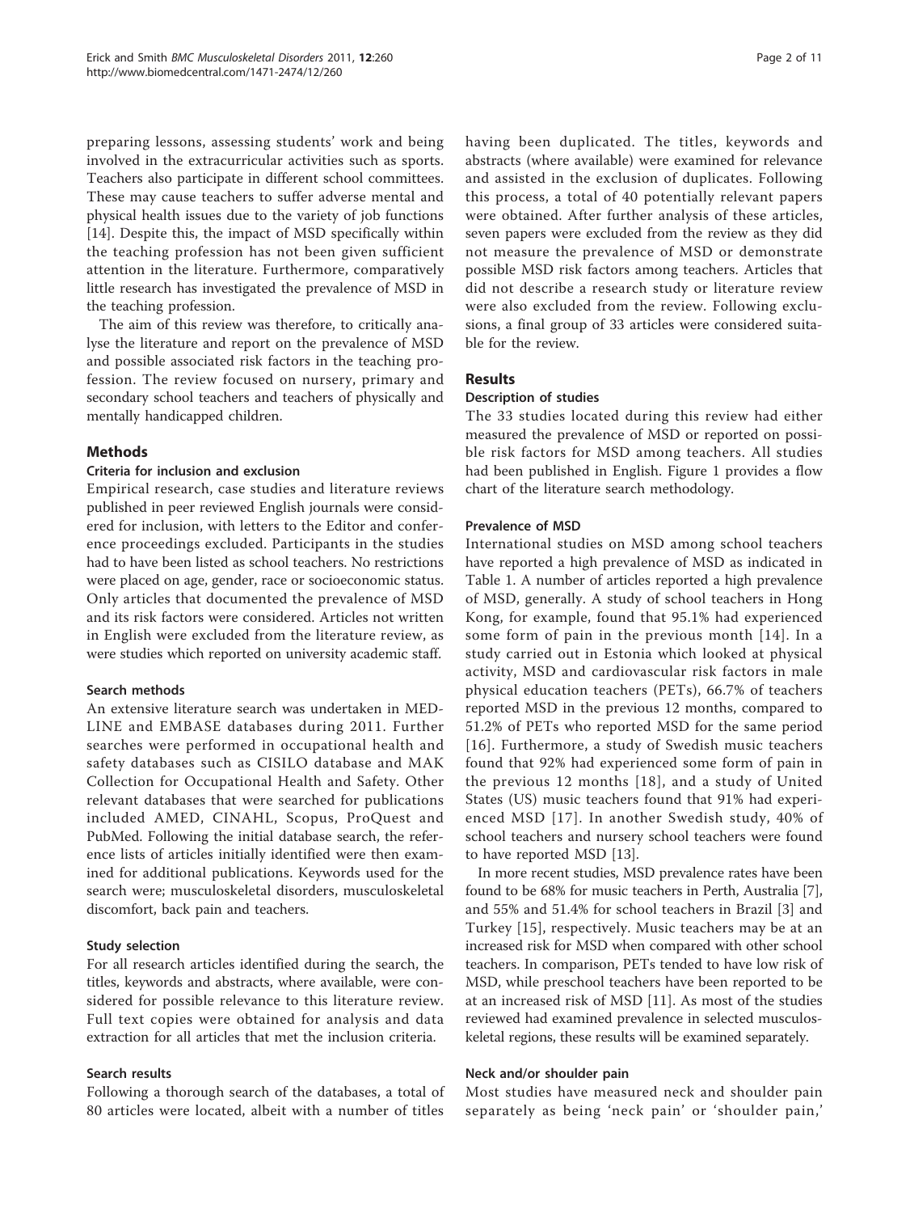preparing lessons, assessing students' work and being involved in the extracurricular activities such as sports. Teachers also participate in different school committees. These may cause teachers to suffer adverse mental and physical health issues due to the variety of job functions [14]. Despite this, the impact of MSD specifically within the teaching profession has not been given sufficient attention in the literature. Furthermore, comparatively little research has investigated the prevalence of MSD in the teaching profession.

The aim of this review was therefore, to critically analyse the literature and report on the prevalence of MSD and possible associated risk factors in the teaching profession. The review focused on nursery, primary and secondary school teachers and teachers of physically and mentally handicapped children.

## Methods

### Criteria for inclusion and exclusion

Empirical research, case studies and literature reviews published in peer reviewed English journals were considered for inclusion, with letters to the Editor and conference proceedings excluded. Participants in the studies had to have been listed as school teachers. No restrictions were placed on age, gender, race or socioeconomic status. Only articles that documented the prevalence of MSD and its risk factors were considered. Articles not written in English were excluded from the literature review, as were studies which reported on university academic staff.

### Search methods

An extensive literature search was undertaken in MEDLINE and EMBASE databases during 2011. Further searches were performed in occupational health and safety databases such as CISILO database and MAK Collection for Occupational Health and Safety. Other relevant databases that were searched for publications included AMED, CINAHL, Scopus, ProQuest and PubMed. Following the initial database search, the reference lists of articles initially identified were then examined for additional publications. Keywords used for the search were; musculoskeletal disorders, musculoskeletal discomfort, back pain and teachers.

### Study selection

For all research articles identified during the search, the titles, keywords and abstracts, where available, were considered for possible relevance to this literature review. Full text copies were obtained for analysis and data extraction for all articles that met the inclusion criteria.

### Search results

Following a thorough search of the databases, a total of 80 articles were located, albeit with a number of titles having been duplicated. The titles, keywords and abstracts (where available) were examined for relevance and assisted in the exclusion of duplicates. Following this process, a total of 40 potentially relevant papers were obtained. After further analysis of these articles, seven papers were excluded from the review as they did not measure the prevalence of MSD or demonstrate possible MSD risk factors among teachers. Articles that did not describe a research study or literature review were also excluded from the review. Following exclusions, a final group of 33 articles were considered suitable for the review.

## Results

### Description of studies

The 33 studies located during this review had either measured the prevalence of MSD or reported on possible risk factors for MSD among teachers. All studies had been published in English. Figure 1 provides a flow chart of the literature search methodology.

### Prevalence of MSD

International studies on MSD among school teachers have reported a high prevalence of MSD as indicated in Table 1. A number of articles reported a high prevalence of MSD, generally. A study of school teachers in Hong Kong, for example, found that 95.1% had experienced some form of pain in the previous month [14]. In a study carried out in Estonia which looked at physical activity, MSD and cardiovascular risk factors in male physical education teachers (PETs), 66.7% of teachers reported MSD in the previous 12 months, compared to 51.2% of PETs who reported MSD for the same period [16]. Furthermore, a study of Swedish music teachers found that 92% had experienced some form of pain in the previous 12 months [18], and a study of United States (US) music teachers found that 91% had experienced MSD [17]. In another Swedish study, 40% of school teachers and nursery school teachers were found to have reported MSD [13].

In more recent studies, MSD prevalence rates have been found to be 68% for music teachers in Perth, Australia [7], and 55% and 51.4% for school teachers in Brazil [3] and Turkey [15], respectively. Music teachers may be at an increased risk for MSD when compared with other school teachers. In comparison, PETs tended to have low risk of MSD, while preschool teachers have been reported to be at an increased risk of MSD [11]. As most of the studies reviewed had examined prevalence in selected musculoskeletal regions, these results will be examined separately.

### Neck and/or shoulder pain

Most studies have measured neck and shoulder pain separately as being 'neck pain' or 'shoulder pain,'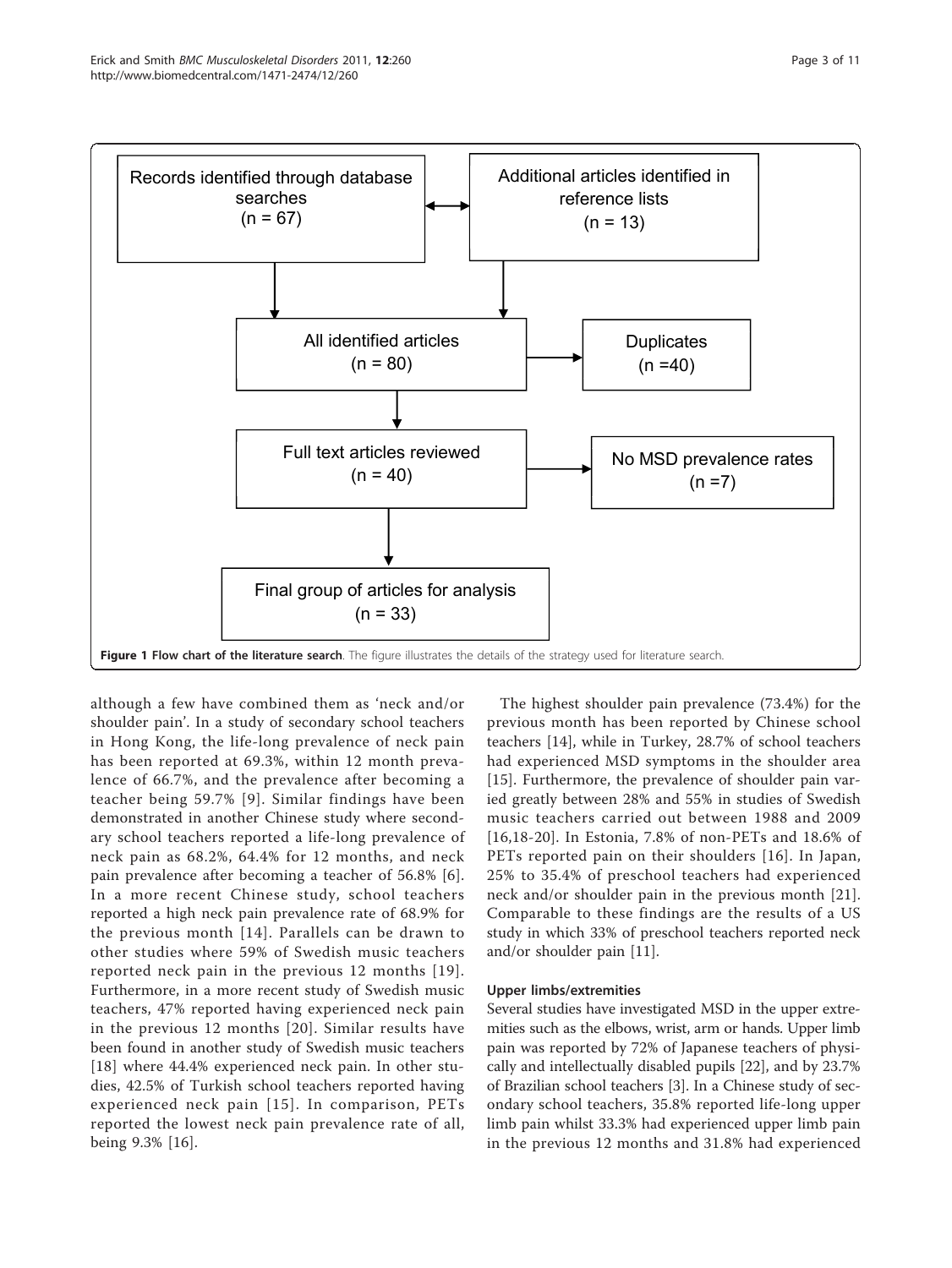Records identified through database searches (n = 67)

Additional articles identified in reference lists (n = 13)

All identified articles (n = 80)

Duplicates (n =40)

Full text articles reviewed (n = 40)

No MSD prevalence rates (n =7)

Final group of articles for analysis (n = 33)

**Figure 1 Flow chart of the literature search**. The figure illustrates the details of the strategy used for literature search.

although a few have combined them as 'neck and/or shoulder pain'. In a study of secondary school teachers in Hong Kong, the life-long prevalence of neck pain has been reported at 69.3%, within 12 month prevalence of 66.7%, and the prevalence after becoming a teacher being 59.7% [9]. Similar findings have been demonstrated in another Chinese study where secondary school teachers reported a life-long prevalence of neck pain as 68.2%, 64.4% for 12 months, and neck pain prevalence after becoming a teacher of 56.8% [6]. In a more recent Chinese study, school teachers reported a high neck pain prevalence rate of 68.9% for the previous month [14]. Parallels can be drawn to other studies where 59% of Swedish music teachers reported neck pain in the previous 12 months [19]. Furthermore, in a more recent study of Swedish music teachers, 47% reported having experienced neck pain in the previous 12 months [20]. Similar results have been found in another study of Swedish music teachers [18] where 44.4% experienced neck pain. In other studies, 42.5% of Turkish school teachers reported having experienced neck pain [15]. In comparison, PETs reported the lowest neck pain prevalence rate of all, being 9.3% [16].

The highest shoulder pain prevalence (73.4%) for the previous month has been reported by Chinese school teachers [14], while in Turkey, 28.7% of school teachers had experienced MSD symptoms in the shoulder area [15]. Furthermore, the prevalence of shoulder pain varied greatly between 28% and 55% in studies of Swedish music teachers carried out between 1988 and 2009 [16,18-20]. In Estonia, 7.8% of non-PETs and 18.6% of PETs reported pain on their shoulders [16]. In Japan, 25% to 35.4% of preschool teachers had experienced neck and/or shoulder pain in the previous month [21]. Comparable to these findings are the results of a US study in which 33% of preschool teachers reported neck and/or shoulder pain [11].

### Upper limbs/extremities

Several studies have investigated MSD in the upper extremities such as the elbows, wrist, arm or hands. Upper limb pain was reported by 72% of Japanese teachers of physically and intellectually disabled pupils [22], and by 23.7% of Brazilian school teachers [3]. In a Chinese study of secondary school teachers, 35.8% reported life-long upper limb pain whilst 33.3% had experienced upper limb pain in the previous 12 months and 31.8% had experienced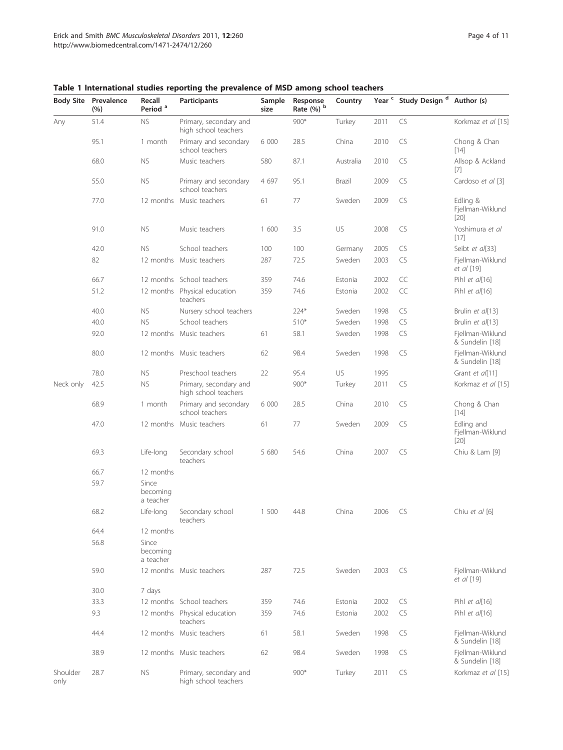**Table 1 International studies reporting the prevalence of MSD among school teachers**

| Body Site | Prevalence (%) | Recall Period [a] | Participants | Sample size | Response Rate (%) [b] | Country | Year [c] | Study Design [d] | Author (s) |
|---|---|---|---|---|---|---|---|---|---|
| Any | 51.4 | NS | Primary, secondary and high school teachers | | 900* | Turkey | 2011 | CS | Korkmaz *et al* [15] |
| | 95.1 | 1 month | Primary and secondary school teachers | 6 000 | 28.5 | China | 2010 | CS | Chong & Chan [14] |
| | 68.0 | NS | Music teachers | 580 | 87.1 | Australia | 2010 | CS | Allsop & Ackland [7] |
| | 55.0 | NS | Primary and secondary school teachers | 4 697 | 95.1 | Brazil | 2009 | CS | Cardoso *et al* [3] |
| | 77.0 | 12 months | Music teachers | 61 | 77 | Sweden | 2009 | CS | Edling & Fjellman-Wiklund [20] |
| | 91.0 | NS | Music teachers | 1 600 | 3.5 | US | 2008 | CS | Yoshimura *et al* [17] |
| | 42.0 | NS | School teachers | 100 | 100 | Germany | 2005 | CS | Seibt *et al*[33] |
| | 82 | 12 months | Music teachers | 287 | 72.5 | Sweden | 2003 | CS | Fjellman-Wiklund *et al* [19] |
| | 66.7 | 12 months | School teachers | 359 | 74.6 | Estonia | 2002 | CC | Pihl *et al*[16] |
| | 51.2 | 12 months | Physical education teachers | 359 | 74.6 | Estonia | 2002 | CC | Pihl *et al*[16] |
| | 40.0 | NS | Nursery school teachers | | 224* | Sweden | 1998 | CS | Brulin *et al*[13] |
| | 40.0 | NS | School teachers | | 510* | Sweden | 1998 | CS | Brulin *et al*[13] |
| | 92.0 | 12 months | Music teachers | 61 | 58.1 | Sweden | 1998 | CS | Fjellman-Wiklund & Sundelin [18] |
| | 80.0 | 12 months | Music teachers | 62 | 98.4 | Sweden | 1998 | CS | Fjellman-Wiklund & Sundelin [18] |
| | 78.0 | NS | Preschool teachers | 22 | 95.4 | US | 1995 | | Grant *et al*[11] |
| Neck only | 42.5 | NS | Primary, secondary and high school teachers | | 900* | Turkey | 2011 | CS | Korkmaz *et al* [15] |
| | 68.9 | 1 month | Primary and secondary school teachers | 6 000 | 28.5 | China | 2010 | CS | Chong & Chan [14] |
| | 47.0 | 12 months | Music teachers | 61 | 77 | Sweden | 2009 | CS | Edling and Fjellman-Wiklund [20] |
| | 69.3 | Life-long | Secondary school teachers | 5 680 | 54.6 | China | 2007 | CS | Chiu & Lam [9] |
| | 66.7 | 12 months | | | | | | | |
| | 59.7 | Since becoming a teacher | | | | | | | |
| | 68.2 | Life-long | Secondary school teachers | 1 500 | 44.8 | China | 2006 | CS | Chiu *et al* [6] |
| | 64.4 | 12 months | | | | | | | |
| | 56.8 | Since becoming a teacher | | | | | | | |
| | 59.0 | 12 months | Music teachers | 287 | 72.5 | Sweden | 2003 | CS | Fjellman-Wiklund *et al* [19] |
| | 30.0 | 7 days | | | | | | | |
| | 33.3 | 12 months | School teachers | 359 | 74.6 | Estonia | 2002 | CS | Pihl *et al*[16] |
| | 9.3 | 12 months | Physical education teachers | 359 | 74.6 | Estonia | 2002 | CS | Pihl *et al*[16] |
| | 44.4 | 12 months | Music teachers | 61 | 58.1 | Sweden | 1998 | CS | Fjellman-Wiklund & Sundelin [18] |
| | 38.9 | 12 months | Music teachers | 62 | 98.4 | Sweden | 1998 | CS | Fjellman-Wiklund & Sundelin [18] |
| Shoulder only | 28.7 | NS | Primary, secondary and high school teachers | | 900* | Turkey | 2011 | CS | Korkmaz *et al* [15] |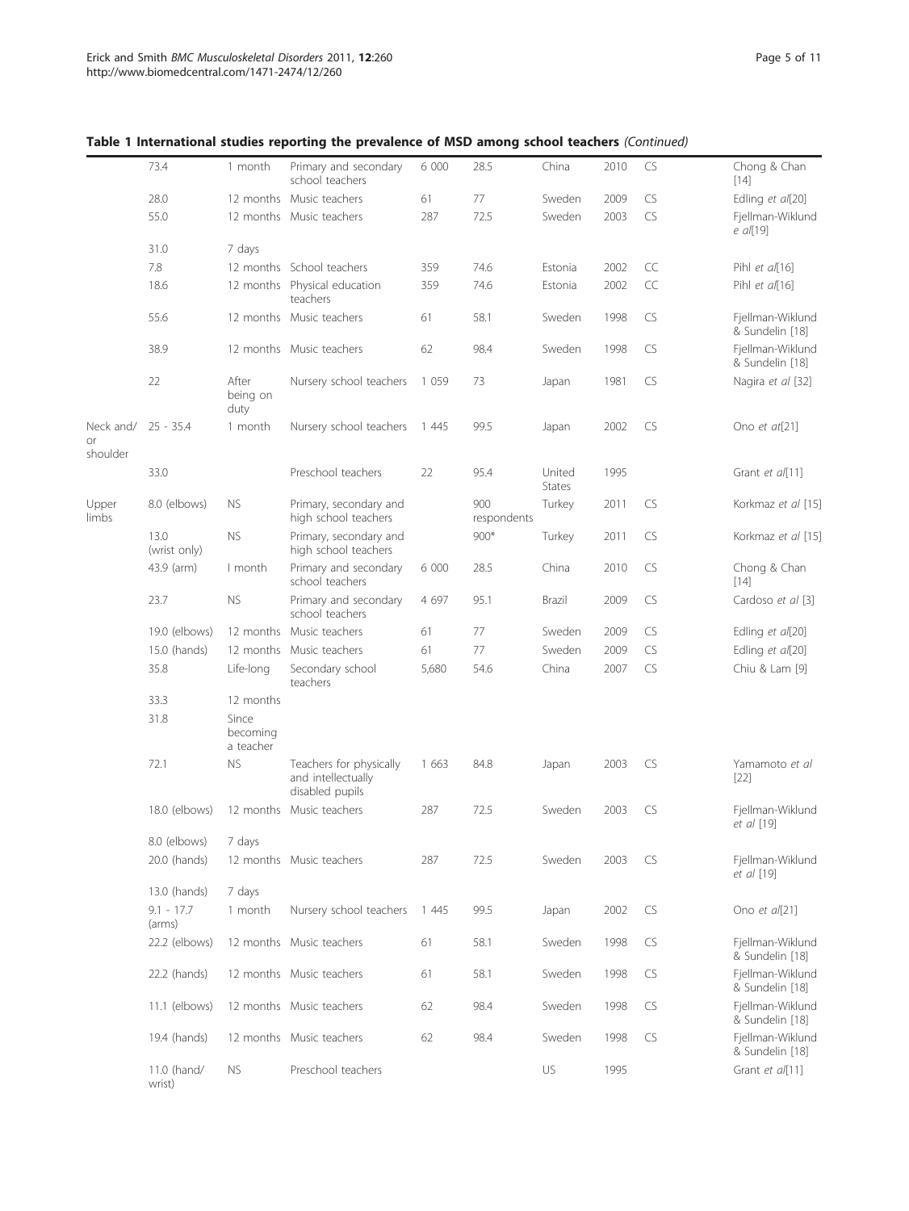**Table 1 International studies reporting the prevalence of MSD among school teachers** *(Continued)*

| | | | | | | | | | |
|---|---|---|---|---|---|---|---|---|---|
| | 73.4 | 1 month | Primary and secondary school teachers | 6 000 | 28.5 | China | 2010 | CS | Chong & Chan [14] |
| | 28.0 | 12 months | Music teachers | 61 | 77 | Sweden | 2009 | CS | Edling *et al*[20] |
| | 55.0 | 12 months | Music teachers | 287 | 72.5 | Sweden | 2003 | CS | Fjellman-Wiklund *e al*[19] |
| | 31.0 | 7 days | | | | | | | |
| | 7.8 | 12 months | School teachers | 359 | 74.6 | Estonia | 2002 | CC | Pihl *et al*[16] |
| | 18.6 | 12 months | Physical education teachers | 359 | 74.6 | Estonia | 2002 | CC | Pihl *et al*[16] |
| | 55.6 | 12 months | Music teachers | 61 | 58.1 | Sweden | 1998 | CS | Fjellman-Wiklund & Sundelin [18] |
| | 38.9 | 12 months | Music teachers | 62 | 98.4 | Sweden | 1998 | CS | Fjellman-Wiklund & Sundelin [18] |
| | 22 | After being on duty | Nursery school teachers | 1 059 | 73 | Japan | 1981 | CS | Nagira *et al* [32] |
| Neck and/ or shoulder | 25 - 35.4 | 1 month | Nursery school teachers | 1 445 | 99.5 | Japan | 2002 | CS | Ono *et at*[21] |
| | 33.0 | | Preschool teachers | 22 | 95.4 | United States | 1995 | | Grant *et al*[11] |
| Upper limbs | 8.0 (elbows) | NS | Primary, secondary and high school teachers | | 900 respondents | Turkey | 2011 | CS | Korkmaz *et al* [15] |
| | 13.0 (wrist only) | NS | Primary, secondary and high school teachers | | 900* | Turkey | 2011 | CS | Korkmaz *et al* [15] |
| | 43.9 (arm) | I month | Primary and secondary school teachers | 6 000 | 28.5 | China | 2010 | CS | Chong & Chan [14] |
| | 23.7 | NS | Primary and secondary school teachers | 4 697 | 95.1 | Brazil | 2009 | CS | Cardoso *et al* [3] |
| | 19.0 (elbows) | 12 months | Music teachers | 61 | 77 | Sweden | 2009 | CS | Edling *et al*[20] |
| | 15.0 (hands) | 12 months | Music teachers | 61 | 77 | Sweden | 2009 | CS | Edling *et al*[20] |
| | 35.8 | Life-long | Secondary school teachers | 5,680 | 54.6 | China | 2007 | CS | Chiu & Lam [9] |
| | 33.3 | 12 months | | | | | | | |
| | 31.8 | Since becoming a teacher | | | | | | | |
| | 72.1 | NS | Teachers for physically and intellectually disabled pupils | 1 663 | 84.8 | Japan | 2003 | CS | Yamamoto *et al* [22] |
| | 18.0 (elbows) | 12 months | Music teachers | 287 | 72.5 | Sweden | 2003 | CS | Fjellman-Wiklund *et al* [19] |
| | 8.0 (elbows) | 7 days | | | | | | | |
| | 20.0 (hands) | 12 months | Music teachers | 287 | 72.5 | Sweden | 2003 | CS | Fjellman-Wiklund *et al* [19] |
| | 13.0 (hands) | 7 days | | | | | | | |
| | 9.1 - 17.7 (arms) | 1 month | Nursery school teachers | 1 445 | 99.5 | Japan | 2002 | CS | Ono *et al*[21] |
| | 22.2 (elbows) | 12 months | Music teachers | 61 | 58.1 | Sweden | 1998 | CS | Fjellman-Wiklund & Sundelin [18] |
| | 22.2 (hands) | 12 months | Music teachers | 61 | 58.1 | Sweden | 1998 | CS | Fjellman-Wiklund & Sundelin [18] |
| | 11.1 (elbows) | 12 months | Music teachers | 62 | 98.4 | Sweden | 1998 | CS | Fjellman-Wiklund & Sundelin [18] |
| | 19.4 (hands) | 12 months | Music teachers | 62 | 98.4 | Sweden | 1998 | CS | Fjellman-Wiklund & Sundelin [18] |
| | 11.0 (hand/ wrist) | NS | Preschool teachers | | | US | 1995 | | Grant *et al*[11] |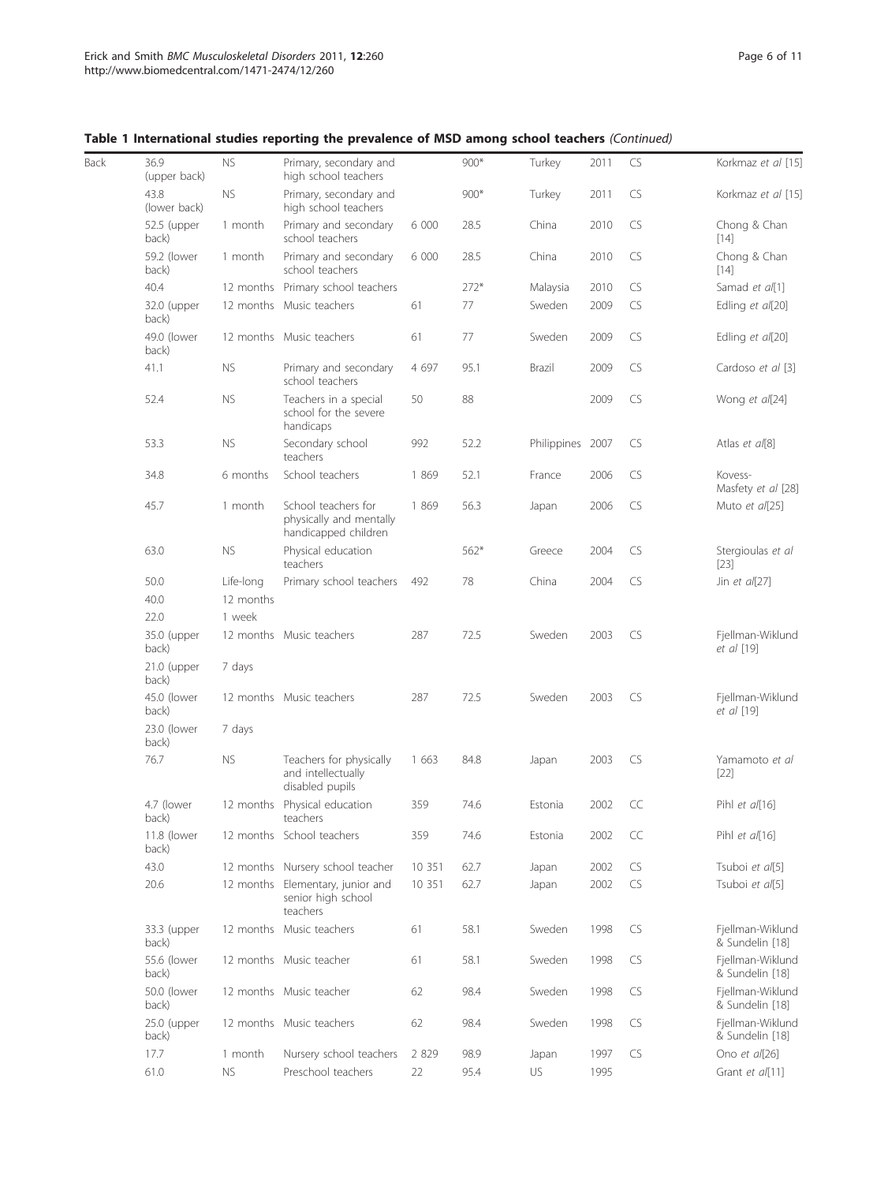**Table 1 International studies reporting the prevalence of MSD among school teachers** *(Continued)*

| | | | | | | | | | |
|---|---|---|---|---|---|---|---|---|---|
| Back | 36.9 (upper back) | NS | Primary, secondary and high school teachers | | 900* | Turkey | 2011 | CS | Korkmaz *et al* [15] |
| | 43.8 (lower back) | NS | Primary, secondary and high school teachers | | 900* | Turkey | 2011 | CS | Korkmaz *et al* [15] |
| | 52.5 (upper back) | 1 month | Primary and secondary school teachers | 6 000 | 28.5 | China | 2010 | CS | Chong & Chan [14] |
| | 59.2 (lower back) | 1 month | Primary and secondary school teachers | 6 000 | 28.5 | China | 2010 | CS | Chong & Chan [14] |
| | 40.4 | 12 months | Primary school teachers | | 272* | Malaysia | 2010 | CS | Samad *et al*[1] |
| | 32.0 (upper back) | 12 months | Music teachers | 61 | 77 | Sweden | 2009 | CS | Edling *et al*[20] |
| | 49.0 (lower back) | 12 months | Music teachers | 61 | 77 | Sweden | 2009 | CS | Edling *et al*[20] |
| | 41.1 | NS | Primary and secondary school teachers | 4 697 | 95.1 | Brazil | 2009 | CS | Cardoso *et al* [3] |
| | 52.4 | NS | Teachers in a special school for the severe handicaps | 50 | 88 | | 2009 | CS | Wong *et al*[24] |
| | 53.3 | NS | Secondary school teachers | 992 | 52.2 | Philippines | 2007 | CS | Atlas *et al*[8] |
| | 34.8 | 6 months | School teachers | 1 869 | 52.1 | France | 2006 | CS | Kovess-Masfety *et al* [28] |
| | 45.7 | 1 month | School teachers for physically and mentally handicapped children | 1 869 | 56.3 | Japan | 2006 | CS | Muto *et al*[25] |
| | 63.0 | NS | Physical education teachers | | 562* | Greece | 2004 | CS | Stergioulas *et al* [23] |
| | 50.0 | Life-long | Primary school teachers | 492 | 78 | China | 2004 | CS | Jin *et al*[27] |
| | 40.0 | 12 months | | | | | | | |
| | 22.0 | 1 week | | | | | | | |
| | 35.0 (upper back) | 12 months | Music teachers | 287 | 72.5 | Sweden | 2003 | CS | Fjellman-Wiklund *et al* [19] |
| | 21.0 (upper back) | 7 days | | | | | | | |
| | 45.0 (lower back) | 12 months | Music teachers | 287 | 72.5 | Sweden | 2003 | CS | Fjellman-Wiklund *et al* [19] |
| | 23.0 (lower back) | 7 days | | | | | | | |
| | 76.7 | NS | Teachers for physically and intellectually disabled pupils | 1 663 | 84.8 | Japan | 2003 | CS | Yamamoto *et al* [22] |
| | 4.7 (lower back) | 12 months | Physical education teachers | 359 | 74.6 | Estonia | 2002 | CC | Pihl *et al*[16] |
| | 11.8 (lower back) | 12 months | School teachers | 359 | 74.6 | Estonia | 2002 | CC | Pihl *et al*[16] |
| | 43.0 | 12 months | Nursery school teacher | 10 351 | 62.7 | Japan | 2002 | CS | Tsuboi *et al*[5] |
| | 20.6 | 12 months | Elementary, junior and senior high school teachers | 10 351 | 62.7 | Japan | 2002 | CS | Tsuboi *et al*[5] |
| | 33.3 (upper back) | 12 months | Music teachers | 61 | 58.1 | Sweden | 1998 | CS | Fjellman-Wiklund & Sundelin [18] |
| | 55.6 (lower back) | 12 months | Music teacher | 61 | 58.1 | Sweden | 1998 | CS | Fjellman-Wiklund & Sundelin [18] |
| | 50.0 (lower back) | 12 months | Music teacher | 62 | 98.4 | Sweden | 1998 | CS | Fjellman-Wiklund & Sundelin [18] |
| | 25.0 (upper back) | 12 months | Music teachers | 62 | 98.4 | Sweden | 1998 | CS | Fjellman-Wiklund & Sundelin [18] |
| | 17.7 | 1 month | Nursery school teachers | 2 829 | 98.9 | Japan | 1997 | CS | Ono *et al*[26] |
| | 61.0 | NS | Preschool teachers | 22 | 95.4 | US | 1995 | | Grant *et al*[11] |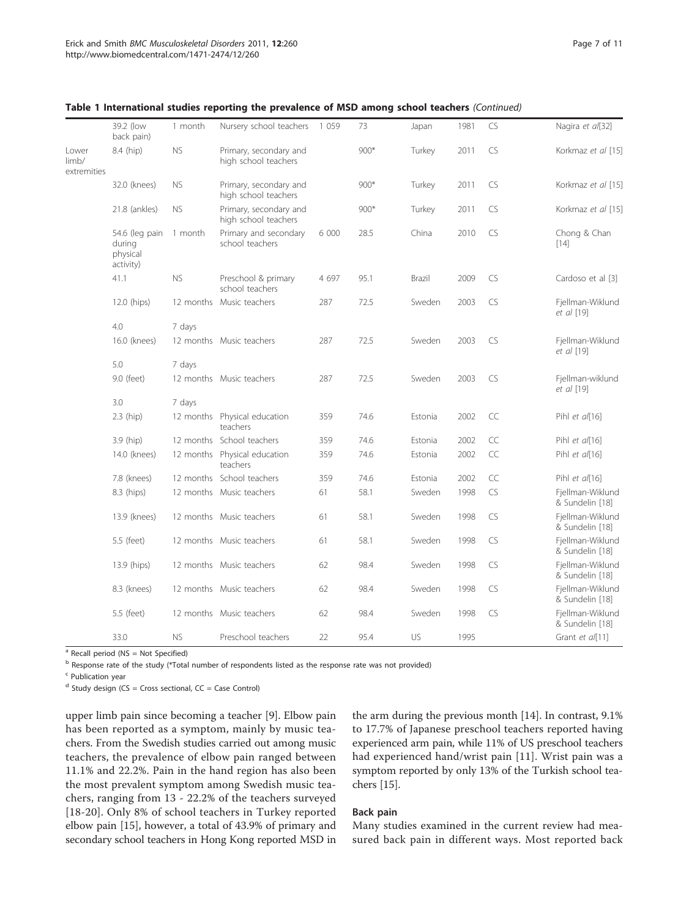**Table 1 International studies reporting the prevalence of MSD among school teachers** *(Continued)*

| | | | | | | | | | |
|---|---|---|---|---|---|---|---|---|---|
| | 39.2 (low back pain) | 1 month | Nursery school teachers | 1 059 | 73 | Japan | 1981 | CS | Nagira *et al*[32] |
| Lower limb/ extremities | 8.4 (hip) | NS | Primary, secondary and high school teachers | | 900* | Turkey | 2011 | CS | Korkmaz *et al* [15] |
| | 32.0 (knees) | NS | Primary, secondary and high school teachers | | 900* | Turkey | 2011 | CS | Korkmaz *et al* [15] |
| | 21.8 (ankles) | NS | Primary, secondary and high school teachers | | 900* | Turkey | 2011 | CS | Korkmaz *et al* [15] |
| | 54.6 (leg pain during physical activity) | 1 month | Primary and secondary school teachers | 6 000 | 28.5 | China | 2010 | CS | Chong & Chan [14] |
| | 41.1 | NS | Preschool & primary school teachers | 4 697 | 95.1 | Brazil | 2009 | CS | Cardoso et al [3] |
| | 12.0 (hips) | 12 months | Music teachers | 287 | 72.5 | Sweden | 2003 | CS | Fjellman-Wiklund *et al* [19] |
| | 4.0 | 7 days | | | | | | | |
| | 16.0 (knees) | 12 months | Music teachers | 287 | 72.5 | Sweden | 2003 | CS | Fjellman-Wiklund *et al* [19] |
| | 5.0 | 7 days | | | | | | | |
| | 9.0 (feet) | 12 months | Music teachers | 287 | 72.5 | Sweden | 2003 | CS | Fjellman-wiklund *et al* [19] |
| | 3.0 | 7 days | | | | | | | |
| | 2.3 (hip) | 12 months | Physical education teachers | 359 | 74.6 | Estonia | 2002 | CC | Pihl *et al*[16] |
| | 3.9 (hip) | 12 months | School teachers | 359 | 74.6 | Estonia | 2002 | CC | Pihl *et al*[16] |
| | 14.0 (knees) | 12 months | Physical education teachers | 359 | 74.6 | Estonia | 2002 | CC | Pihl *et al*[16] |
| | 7.8 (knees) | 12 months | School teachers | 359 | 74.6 | Estonia | 2002 | CC | Pihl *et al*[16] |
| | 8.3 (hips) | 12 months | Music teachers | 61 | 58.1 | Sweden | 1998 | CS | Fjellman-Wiklund & Sundelin [18] |
| | 13.9 (knees) | 12 months | Music teachers | 61 | 58.1 | Sweden | 1998 | CS | Fjellman-Wiklund & Sundelin [18] |
| | 5.5 (feet) | 12 months | Music teachers | 61 | 58.1 | Sweden | 1998 | CS | Fjellman-Wiklund & Sundelin [18] |
| | 13.9 (hips) | 12 months | Music teachers | 62 | 98.4 | Sweden | 1998 | CS | Fjellman-Wiklund & Sundelin [18] |
| | 8.3 (knees) | 12 months | Music teachers | 62 | 98.4 | Sweden | 1998 | CS | Fjellman-Wiklund & Sundelin [18] |
| | 5.5 (feet) | 12 months | Music teachers | 62 | 98.4 | Sweden | 1998 | CS | Fjellman-Wiklund & Sundelin [18] |
| | 33.0 | NS | Preschool teachers | 22 | 95.4 | US | 1995 | | Grant *et al*[11] |

[a] Recall period (NS = Not Specified)

[b] Response rate of the study (*Total number of respondents listed as the response rate was not provided)

[c] Publication year

[d] Study design (CS = Cross sectional, CC = Case Control)

upper limb pain since becoming a teacher [9]. Elbow pain has been reported as a symptom, mainly by music teachers. From the Swedish studies carried out among music teachers, the prevalence of elbow pain ranged between 11.1% and 22.2%. Pain in the hand region has also been the most prevalent symptom among Swedish music teachers, ranging from 13 - 22.2% of the teachers surveyed [18-20]. Only 8% of school teachers in Turkey reported elbow pain [15], however, a total of 43.9% of primary and secondary school teachers in Hong Kong reported MSD in the arm during the previous month [14]. In contrast, 9.1% to 17.7% of Japanese preschool teachers reported having experienced arm pain, while 11% of US preschool teachers had experienced hand/wrist pain [11]. Wrist pain was a symptom reported by only 13% of the Turkish school teachers [15].

### Back pain

Many studies examined in the current review had measured back pain in different ways. Most reported back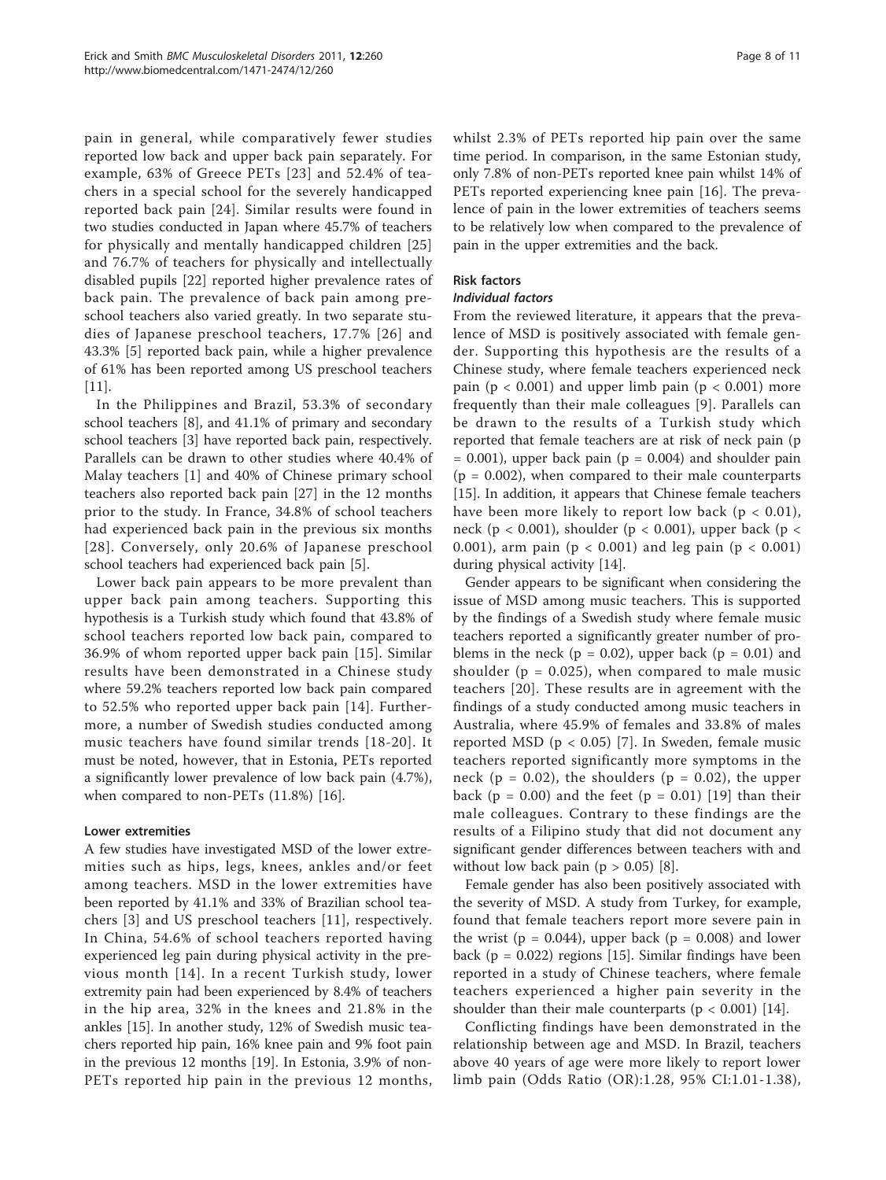pain in general, while comparatively fewer studies reported low back and upper back pain separately. For example, 63% of Greece PETs [23] and 52.4% of teachers in a special school for the severely handicapped reported back pain [24]. Similar results were found in two studies conducted in Japan where 45.7% of teachers for physically and mentally handicapped children [25] and 76.7% of teachers for physically and intellectually disabled pupils [22] reported higher prevalence rates of back pain. The prevalence of back pain among preschool teachers also varied greatly. In two separate studies of Japanese preschool teachers, 17.7% [26] and 43.3% [5] reported back pain, while a higher prevalence of 61% has been reported among US preschool teachers [11].

In the Philippines and Brazil, 53.3% of secondary school teachers [8], and 41.1% of primary and secondary school teachers [3] have reported back pain, respectively. Parallels can be drawn to other studies where 40.4% of Malay teachers [1] and 40% of Chinese primary school teachers also reported back pain [27] in the 12 months prior to the study. In France, 34.8% of school teachers had experienced back pain in the previous six months [28]. Conversely, only 20.6% of Japanese preschool school teachers had experienced back pain [5].

Lower back pain appears to be more prevalent than upper back pain among teachers. Supporting this hypothesis is a Turkish study which found that 43.8% of school teachers reported low back pain, compared to 36.9% of whom reported upper back pain [15]. Similar results have been demonstrated in a Chinese study where 59.2% teachers reported low back pain compared to 52.5% who reported upper back pain [14]. Furthermore, a number of Swedish studies conducted among music teachers have found similar trends [18-20]. It must be noted, however, that in Estonia, PETs reported a significantly lower prevalence of low back pain (4.7%), when compared to non-PETs (11.8%) [16].

#### Lower extremities

A few studies have investigated MSD of the lower extremities such as hips, legs, knees, ankles and/or feet among teachers. MSD in the lower extremities have been reported by 41.1% and 33% of Brazilian school teachers [3] and US preschool teachers [11], respectively. In China, 54.6% of school teachers reported having experienced leg pain during physical activity in the previous month [14]. In a recent Turkish study, lower extremity pain had been experienced by 8.4% of teachers in the hip area, 32% in the knees and 21.8% in the ankles [15]. In another study, 12% of Swedish music teachers reported hip pain, 16% knee pain and 9% foot pain in the previous 12 months [19]. In Estonia, 3.9% of non-PETs reported hip pain in the previous 12 months, whilst 2.3% of PETs reported hip pain over the same time period. In comparison, in the same Estonian study, only 7.8% of non-PETs reported knee pain whilst 14% of PETs reported experiencing knee pain [16]. The prevalence of pain in the lower extremities of teachers seems to be relatively low when compared to the prevalence of pain in the upper extremities and the back.

### Risk factors

#### *Individual factors*

From the reviewed literature, it appears that the prevalence of MSD is positively associated with female gender. Supporting this hypothesis are the results of a Chinese study, where female teachers experienced neck pain ($p < 0.001$) and upper limb pain ($p < 0.001$) more frequently than their male colleagues [9]. Parallels can be drawn to the results of a Turkish study which reported that female teachers are at risk of neck pain ($p = 0.001$), upper back pain ($p = 0.004$) and shoulder pain ($p = 0.002$), when compared to their male counterparts [15]. In addition, it appears that Chinese female teachers have been more likely to report low back ($p < 0.01$), neck ($p < 0.001$), shoulder ($p < 0.001$), upper back ($p < 0.001$), arm pain ($p < 0.001$) and leg pain ($p < 0.001$) during physical activity [14].

Gender appears to be significant when considering the issue of MSD among music teachers. This is supported by the findings of a Swedish study where female music teachers reported a significantly greater number of problems in the neck ($p = 0.02$), upper back ($p = 0.01$) and shoulder ($p = 0.025$), when compared to male music teachers [20]. These results are in agreement with the findings of a study conducted among music teachers in Australia, where 45.9% of females and 33.8% of males reported MSD ($p < 0.05$) [7]. In Sweden, female music teachers reported significantly more symptoms in the neck ($p = 0.02$), the shoulders ($p = 0.02$), the upper back ($p = 0.00$) and the feet ($p = 0.01$) [19] than their male colleagues. Contrary to these findings are the results of a Filipino study that did not document any significant gender differences between teachers with and without low back pain ($p > 0.05$) [8].

Female gender has also been positively associated with the severity of MSD. A study from Turkey, for example, found that female teachers report more severe pain in the wrist ($p = 0.044$), upper back ($p = 0.008$) and lower back ($p = 0.022$) regions [15]. Similar findings have been reported in a study of Chinese teachers, where female teachers experienced a higher pain severity in the shoulder than their male counterparts ($p < 0.001$) [14].

Conflicting findings have been demonstrated in the relationship between age and MSD. In Brazil, teachers above 40 years of age were more likely to report lower limb pain (Odds Ratio (OR):1.28, 95% CI:1.01-1.38),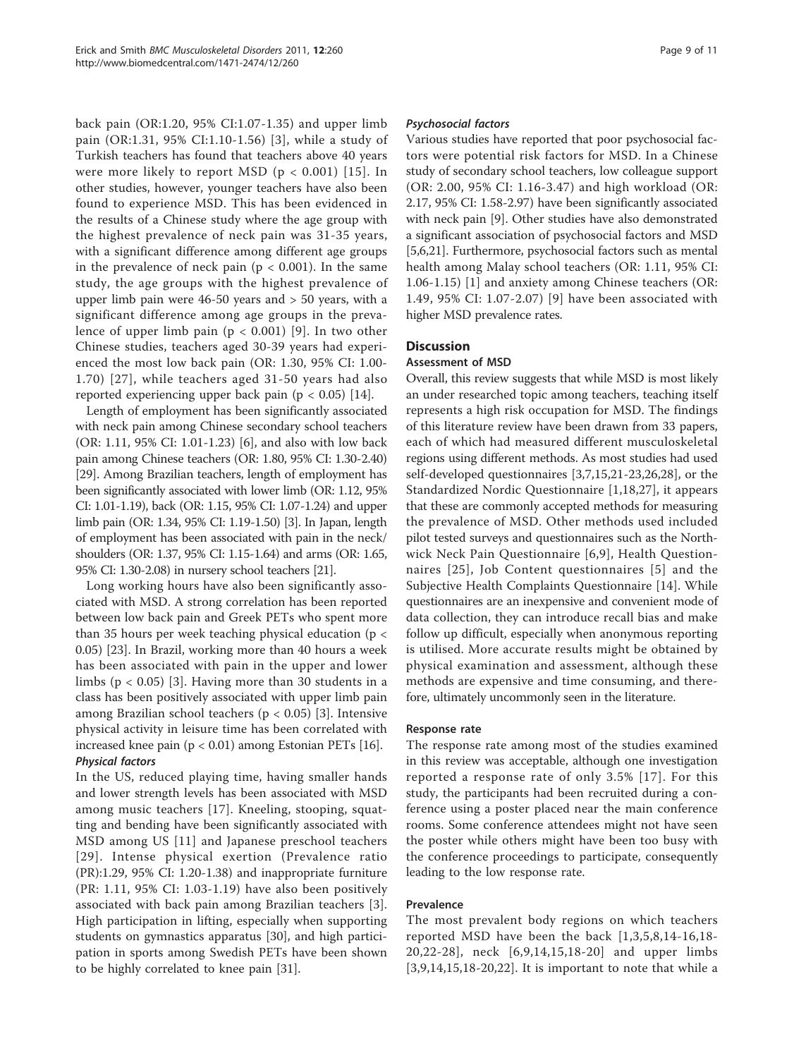back pain (OR:1.20, 95% CI:1.07-1.35) and upper limb pain (OR:1.31, 95% CI:1.10-1.56) [3], while a study of Turkish teachers has found that teachers above 40 years were more likely to report MSD ($p < 0.001$) [15]. In other studies, however, younger teachers have also been found to experience MSD. This has been evidenced in the results of a Chinese study where the age group with the highest prevalence of neck pain was 31-35 years, with a significant difference among different age groups in the prevalence of neck pain ($p < 0.001$). In the same study, the age groups with the highest prevalence of upper limb pain were 46-50 years and > 50 years, with a significant difference among age groups in the prevalence of upper limb pain ($p < 0.001$) [9]. In two other Chinese studies, teachers aged 30-39 years had experienced the most low back pain (OR: 1.30, 95% CI: 1.00-1.70) [27], while teachers aged 31-50 years had also reported experiencing upper back pain ($p < 0.05$) [14].

Length of employment has been significantly associated with neck pain among Chinese secondary school teachers (OR: 1.11, 95% CI: 1.01-1.23) [6], and also with low back pain among Chinese teachers (OR: 1.80, 95% CI: 1.30-2.40) [29]. Among Brazilian teachers, length of employment has been significantly associated with lower limb (OR: 1.12, 95% CI: 1.01-1.19), back (OR: 1.15, 95% CI: 1.07-1.24) and upper limb pain (OR: 1.34, 95% CI: 1.19-1.50) [3]. In Japan, length of employment has been associated with pain in the neck/shoulders (OR: 1.37, 95% CI: 1.15-1.64) and arms (OR: 1.65, 95% CI: 1.30-2.08) in nursery school teachers [21].

Long working hours have also been significantly associated with MSD. A strong correlation has been reported between low back pain and Greek PETs who spent more than 35 hours per week teaching physical education ($p < 0.05$) [23]. In Brazil, working more than 40 hours a week has been associated with pain in the upper and lower limbs ($p < 0.05$) [3]. Having more than 30 students in a class has been positively associated with upper limb pain among Brazilian school teachers ($p < 0.05$) [3]. Intensive physical activity in leisure time has been correlated with increased knee pain ($p < 0.01$) among Estonian PETs [16].

#### *Physical factors*

In the US, reduced playing time, having smaller hands and lower strength levels has been associated with MSD among music teachers [17]. Kneeling, stooping, squatting and bending have been significantly associated with MSD among US [11] and Japanese preschool teachers [29]. Intense physical exertion (Prevalence ratio (PR):1.29, 95% CI: 1.20-1.38) and inappropriate furniture (PR: 1.11, 95% CI: 1.03-1.19) have also been positively associated with back pain among Brazilian teachers [3]. High participation in lifting, especially when supporting students on gymnastics apparatus [30], and high participation in sports among Swedish PETs have been shown to be highly correlated to knee pain [31].

#### *Psychosocial factors*

Various studies have reported that poor psychosocial factors were potential risk factors for MSD. In a Chinese study of secondary school teachers, low colleague support (OR: 2.00, 95% CI: 1.16-3.47) and high workload (OR: 2.17, 95% CI: 1.58-2.97) have been significantly associated with neck pain [9]. Other studies have also demonstrated a significant association of psychosocial factors and MSD [5,6,21]. Furthermore, psychosocial factors such as mental health among Malay school teachers (OR: 1.11, 95% CI: 1.06-1.15) [1] and anxiety among Chinese teachers (OR: 1.49, 95% CI: 1.07-2.07) [9] have been associated with higher MSD prevalence rates.

## Discussion

### Assessment of MSD

Overall, this review suggests that while MSD is most likely an under researched topic among teachers, teaching itself represents a high risk occupation for MSD. The findings of this literature review have been drawn from 33 papers, each of which had measured different musculoskeletal regions using different methods. As most studies had used self-developed questionnaires [3,7,15,21-23,26,28], or the Standardized Nordic Questionnaire [1,18,27], it appears that these are commonly accepted methods for measuring the prevalence of MSD. Other methods used included pilot tested surveys and questionnaires such as the Northwick Neck Pain Questionnaire [6,9], Health Questionnaires [25], Job Content questionnaires [5] and the Subjective Health Complaints Questionnaire [14]. While questionnaires are an inexpensive and convenient mode of data collection, they can introduce recall bias and make follow up difficult, especially when anonymous reporting is utilised. More accurate results might be obtained by physical examination and assessment, although these methods are expensive and time consuming, and therefore, ultimately uncommonly seen in the literature.

### Response rate

The response rate among most of the studies examined in this review was acceptable, although one investigation reported a response rate of only 3.5% [17]. For this study, the participants had been recruited during a conference using a poster placed near the main conference rooms. Some conference attendees might not have seen the poster while others might have been too busy with the conference proceedings to participate, consequently leading to the low response rate.

### Prevalence

The most prevalent body regions on which teachers reported MSD have been the back [1,3,5,8,14-16,18-20,22-28], neck [6,9,14,15,18-20] and upper limbs [3,9,14,15,18-20,22]. It is important to note that while a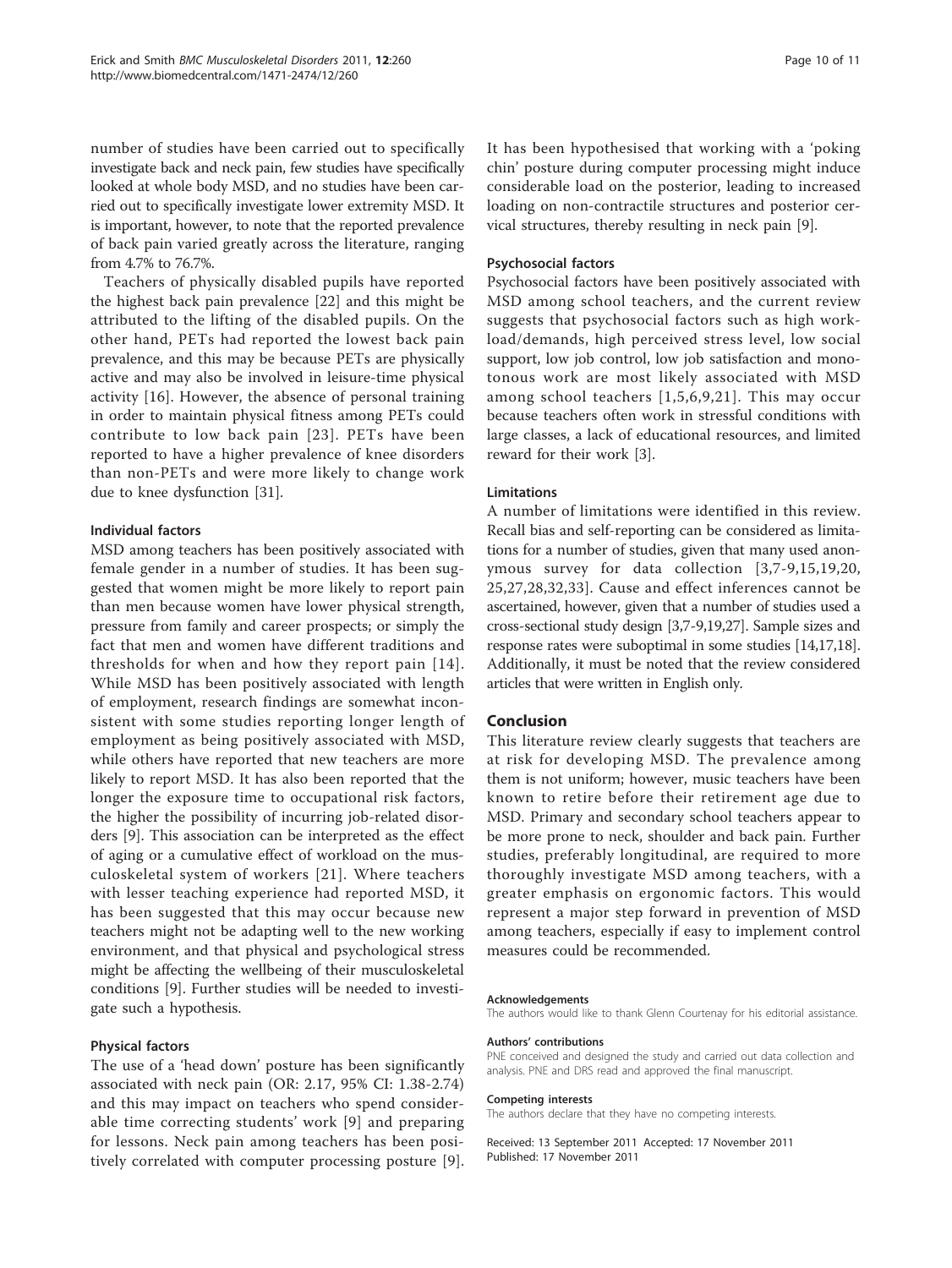number of studies have been carried out to specifically investigate back and neck pain, few studies have specifically looked at whole body MSD, and no studies have been carried out to specifically investigate lower extremity MSD. It is important, however, to note that the reported prevalence of back pain varied greatly across the literature, ranging from 4.7% to 76.7%.

Teachers of physically disabled pupils have reported the highest back pain prevalence [22] and this might be attributed to the lifting of the disabled pupils. On the other hand, PETs had reported the lowest back pain prevalence, and this may be because PETs are physically active and may also be involved in leisure-time physical activity [16]. However, the absence of personal training in order to maintain physical fitness among PETs could contribute to low back pain [23]. PETs have been reported to have a higher prevalence of knee disorders than non-PETs and were more likely to change work due to knee dysfunction [31].

### Individual factors

MSD among teachers has been positively associated with female gender in a number of studies. It has been suggested that women might be more likely to report pain than men because women have lower physical strength, pressure from family and career prospects; or simply the fact that men and women have different traditions and thresholds for when and how they report pain [14]. While MSD has been positively associated with length of employment, research findings are somewhat inconsistent with some studies reporting longer length of employment as being positively associated with MSD, while others have reported that new teachers are more likely to report MSD. It has also been reported that the longer the exposure time to occupational risk factors, the higher the possibility of incurring job-related disorders [9]. This association can be interpreted as the effect of aging or a cumulative effect of workload on the musculoskeletal system of workers [21]. Where teachers with lesser teaching experience had reported MSD, it has been suggested that this may occur because new teachers might not be adapting well to the new working environment, and that physical and psychological stress might be affecting the wellbeing of their musculoskeletal conditions [9]. Further studies will be needed to investigate such a hypothesis.

### Physical factors

The use of a 'head down' posture has been significantly associated with neck pain (OR: 2.17, 95% CI: 1.38-2.74) and this may impact on teachers who spend considerable time correcting students' work [9] and preparing for lessons. Neck pain among teachers has been positively correlated with computer processing posture [9]. It has been hypothesised that working with a 'poking chin' posture during computer processing might induce considerable load on the posterior, leading to increased loading on non-contractile structures and posterior cervical structures, thereby resulting in neck pain [9].

### Psychosocial factors

Psychosocial factors have been positively associated with MSD among school teachers, and the current review suggests that psychosocial factors such as high workload/demands, high perceived stress level, low social support, low job control, low job satisfaction and monotonous work are most likely associated with MSD among school teachers [1,5,6,9,21]. This may occur because teachers often work in stressful conditions with large classes, a lack of educational resources, and limited reward for their work [3].

### Limitations

A number of limitations were identified in this review. Recall bias and self-reporting can be considered as limitations for a number of studies, given that many used anonymous survey for data collection [3,7-9,15,19,20,25,27,28,32,33]. Cause and effect inferences cannot be ascertained, however, given that a number of studies used a cross-sectional study design [3,7-9,19,27]. Sample sizes and response rates were suboptimal in some studies [14,17,18]. Additionally, it must be noted that the review considered articles that were written in English only.

## Conclusion

This literature review clearly suggests that teachers are at risk for developing MSD. The prevalence among them is not uniform; however, music teachers have been known to retire before their retirement age due to MSD. Primary and secondary school teachers appear to be more prone to neck, shoulder and back pain. Further studies, preferably longitudinal, are required to more thoroughly investigate MSD among teachers, with a greater emphasis on ergonomic factors. This would represent a major step forward in prevention of MSD among teachers, especially if easy to implement control measures could be recommended.

#### Acknowledgements

The authors would like to thank Glenn Courtenay for his editorial assistance.

#### Authors' contributions

PNE conceived and designed the study and carried out data collection and analysis. PNE and DRS read and approved the final manuscript.

#### Competing interests

The authors declare that they have no competing interests.

Received: 13 September 2011 Accepted: 17 November 2011
Published: 17 November 2011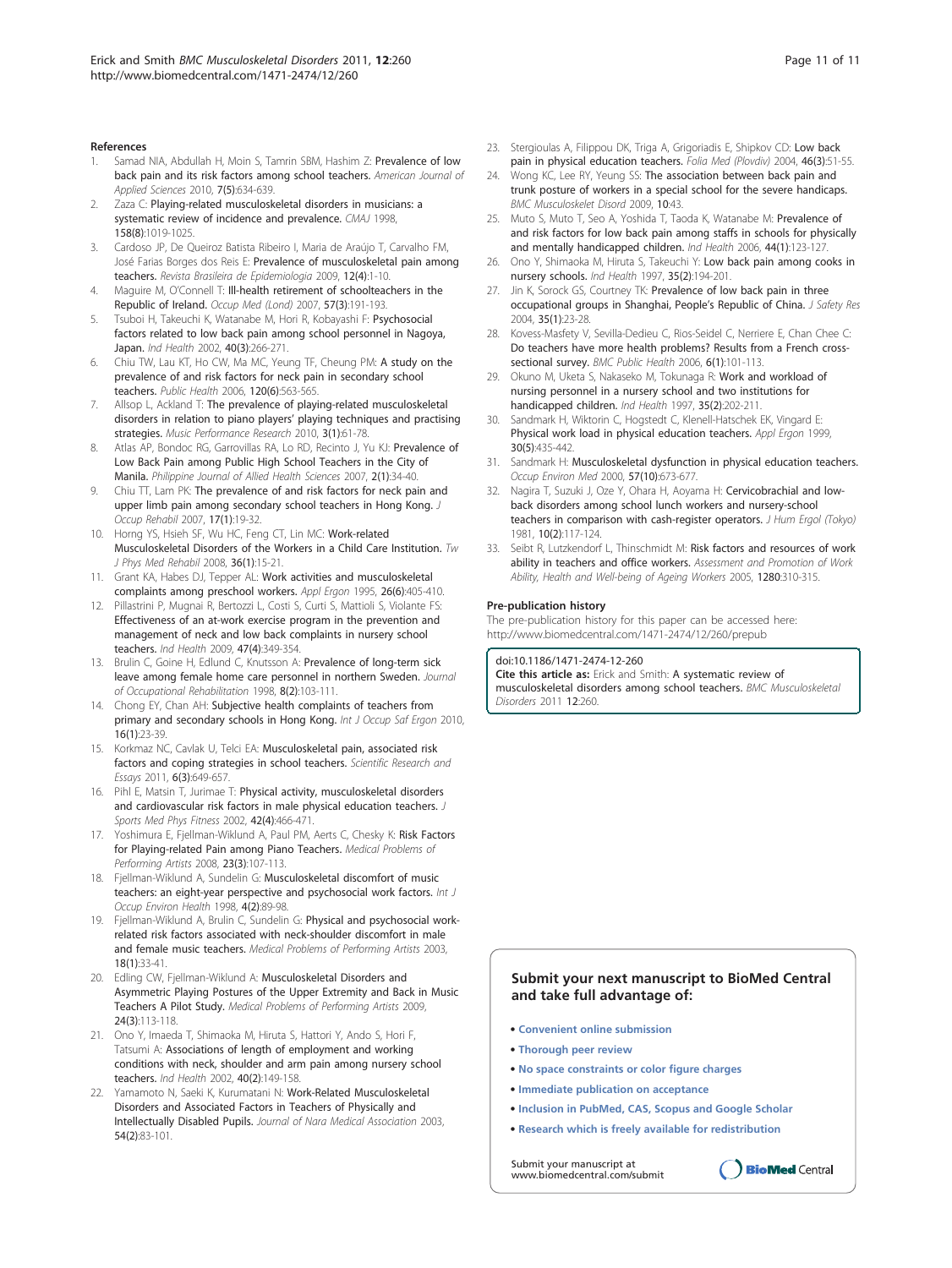## References

1. Samad NIA, Abdullah H, Moin S, Tamrin SBM, Hashim Z: **Prevalence of low back pain and its risk factors among school teachers.** *American Journal of Applied Sciences* 2010, **7(5)**:634-639.
2. Zaza C: **Playing-related musculoskeletal disorders in musicians: a systematic review of incidence and prevalence.** *CMAJ* 1998, **158(8)**:1019-1025.
3. Cardoso JP, De Queiroz Batista Ribeiro I, Maria de Araújo T, Carvalho FM, José Farias Borges dos Reis E: **Prevalence of musculoskeletal pain among teachers.** *Revista Brasileira de Epidemiologia* 2009, **12(4)**:1-10.
4. Maguire M, O'Connell T: **Ill-health retirement of schoolteachers in the Republic of Ireland.** *Occup Med (Lond)* 2007, **57(3)**:191-193.
5. Tsuboi H, Takeuchi K, Watanabe M, Hori R, Kobayashi F: **Psychosocial factors related to low back pain among school personnel in Nagoya, Japan.** *Ind Health* 2002, **40(3)**:266-271.
6. Chiu TW, Lau KT, Ho CW, Ma MC, Yeung TF, Cheung PM: **A study on the prevalence of and risk factors for neck pain in secondary school teachers.** *Public Health* 2006, **120(6)**:563-565.
7. Allsop L, Ackland T: **The prevalence of playing-related musculoskeletal disorders in relation to piano players' playing techniques and practising strategies.** *Music Performance Research* 2010, **3(1)**:61-78.
8. Atlas AP, Bondoc RG, Garrovillas RA, Lo RD, Recinto J, Yu KJ: **Prevalence of Low Back Pain among Public High School Teachers in the City of Manila.** *Philippine Journal of Allied Health Sciences* 2007, **2(1)**:34-40.
9. Chiu TT, Lam PK: **The prevalence of and risk factors for neck pain and upper limb pain among secondary school teachers in Hong Kong.** *J Occup Rehabil* 2007, **17(1)**:19-32.
10. Horng YS, Hsieh SF, Wu HC, Feng CT, Lin MC: **Work-related Musculoskeletal Disorders of the Workers in a Child Care Institution.** *Tw J Phys Med Rehabil* 2008, **36(1)**:15-21.
11. Grant KA, Habes DJ, Tepper AL: **Work activities and musculoskeletal complaints among preschool workers.** *Appl Ergon* 1995, **26(6)**:405-410.
12. Pillastrini P, Mugnai R, Bertozzi L, Costi S, Curti S, Mattioli S, Violante FS: **Effectiveness of an at-work exercise program in the prevention and management of neck and low back complaints in nursery school teachers.** *Ind Health* 2009, **47(4)**:349-354.
13. Brulin C, Goine H, Edlund C, Knutsson A: **Prevalence of long-term sick leave among female home care personnel in northern Sweden.** *Journal of Occupational Rehabilitation* 1998, **8(2)**:103-111.
14. Chong EY, Chan AH: **Subjective health complaints of teachers from primary and secondary schools in Hong Kong.** *Int J Occup Saf Ergon* 2010, **16(1)**:23-39.
15. Korkmaz NC, Cavlak U, Telci EA: **Musculoskeletal pain, associated risk factors and coping strategies in school teachers.** *Scientific Research and Essays* 2011, **6(3)**:649-657.
16. Pihl E, Matsin T, Jurimae T: **Physical activity, musculoskeletal disorders and cardiovascular risk factors in male physical education teachers.** *J Sports Med Phys Fitness* 2002, **42(4)**:466-471.
17. Yoshimura E, Fjellman-Wiklund A, Paul PM, Aerts C, Chesky K: **Risk Factors for Playing-related Pain among Piano Teachers.** *Medical Problems of Performing Artists* 2008, **23(3)**:107-113.
18. Fjellman-Wiklund A, Sundelin G: **Musculoskeletal discomfort of music teachers: an eight-year perspective and psychosocial work factors.** *Int J Occup Environ Health* 1998, **4(2)**:89-98.
19. Fjellman-Wiklund A, Brulin C, Sundelin G: **Physical and psychosocial work-related risk factors associated with neck-shoulder discomfort in male and female music teachers.** *Medical Problems of Performing Artists* 2003, **18(1)**:33-41.
20. Edling CW, Fjellman-Wiklund A: **Musculoskeletal Disorders and Asymmetric Playing Postures of the Upper Extremity and Back in Music Teachers A Pilot Study.** *Medical Problems of Performing Artists* 2009, **24(3)**:113-118.
21. Ono Y, Imaeda T, Shimaoka M, Hiruta S, Hattori Y, Ando S, Hori F, Tatsumi A: **Associations of length of employment and working conditions with neck, shoulder and arm pain among nursery school teachers.** *Ind Health* 2002, **40(2)**:149-158.
22. Yamamoto N, Saeki K, Kurumatani N: **Work-Related Musculoskeletal Disorders and Associated Factors in Teachers of Physically and Intellectually Disabled Pupils.** *Journal of Nara Medical Association* 2003, **54(2)**:83-101.
23. Stergioulas A, Filippou DK, Triga A, Grigoriadis E, Shipkov CD: **Low back pain in physical education teachers.** *Folia Med (Plovdiv)* 2004, **46(3)**:51-55.
24. Wong KC, Lee RY, Yeung SS: **The association between back pain and trunk posture of workers in a special school for the severe handicaps.** *BMC Musculoskelet Disord* 2009, **10**:43.
25. Muto S, Muto T, Seo A, Yoshida T, Taoda K, Watanabe M: **Prevalence of and risk factors for low back pain among staffs in schools for physically and mentally handicapped children.** *Ind Health* 2006, **44(1)**:123-127.
26. Ono Y, Shimaoka M, Hiruta S, Takeuchi Y: **Low back pain among cooks in nursery schools.** *Ind Health* 1997, **35(2)**:194-201.
27. Jin K, Sorock GS, Courtney TK: **Prevalence of low back pain in three occupational groups in Shanghai, People's Republic of China.** *J Safety Res* 2004, **35(1)**:23-28.
28. Kovess-Masfety V, Sevilla-Dedieu C, Rios-Seidel C, Nerriere E, Chan Chee C: **Do teachers have more health problems? Results from a French cross-sectional survey.** *BMC Public Health* 2006, **6(1)**:101-113.
29. Okuno M, Uketa S, Nakaseko M, Tokunaga R: **Work and workload of nursing personnel in a nursery school and two institutions for handicapped children.** *Ind Health* 1997, **35(2)**:202-211.
30. Sandmark H, Wiktorin C, Hogstedt C, Klenell-Hatschek EK, Vingard E: **Physical work load in physical education teachers.** *Appl Ergon* 1999, **30(5)**:435-442.
31. Sandmark H: **Musculoskeletal dysfunction in physical education teachers.** *Occup Environ Med* 2000, **57(10)**:673-677.
32. Nagira T, Suzuki J, Oze Y, Ohara H, Aoyama H: **Cervicobrachial and low-back disorders among school lunch workers and nursery-school teachers in comparison with cash-register operators.** *J Hum Ergol (Tokyo)* 1981, **10(2)**:117-124.
33. Seibt R, Lutzkendorf L, Thinschmidt M: **Risk factors and resources of work ability in teachers and office workers.** *Assessment and Promotion of Work Ability, Health and Well-being of Ageing Workers* 2005, **1280**:310-315.

### Pre-publication history

The pre-publication history for this paper can be accessed here:
http://www.biomedcentral.com/1471-2474/12/260/prepub

doi:10.1186/1471-2474-12-260
**Cite this article as:** Erick and Smith: A systematic review of musculoskeletal disorders among school teachers. *BMC Musculoskeletal Disorders* 2011 **12**:260.

**Submit your next manuscript to BioMed Central and take full advantage of:**

- Convenient online submission
- Thorough peer review
- No space constraints or color figure charges
- Immediate publication on acceptance
- Inclusion in PubMed, CAS, Scopus and Google Scholar
- Research which is freely available for redistribution

Submit your manuscript at
www.biomedcentral.com/submit

BioMed Central